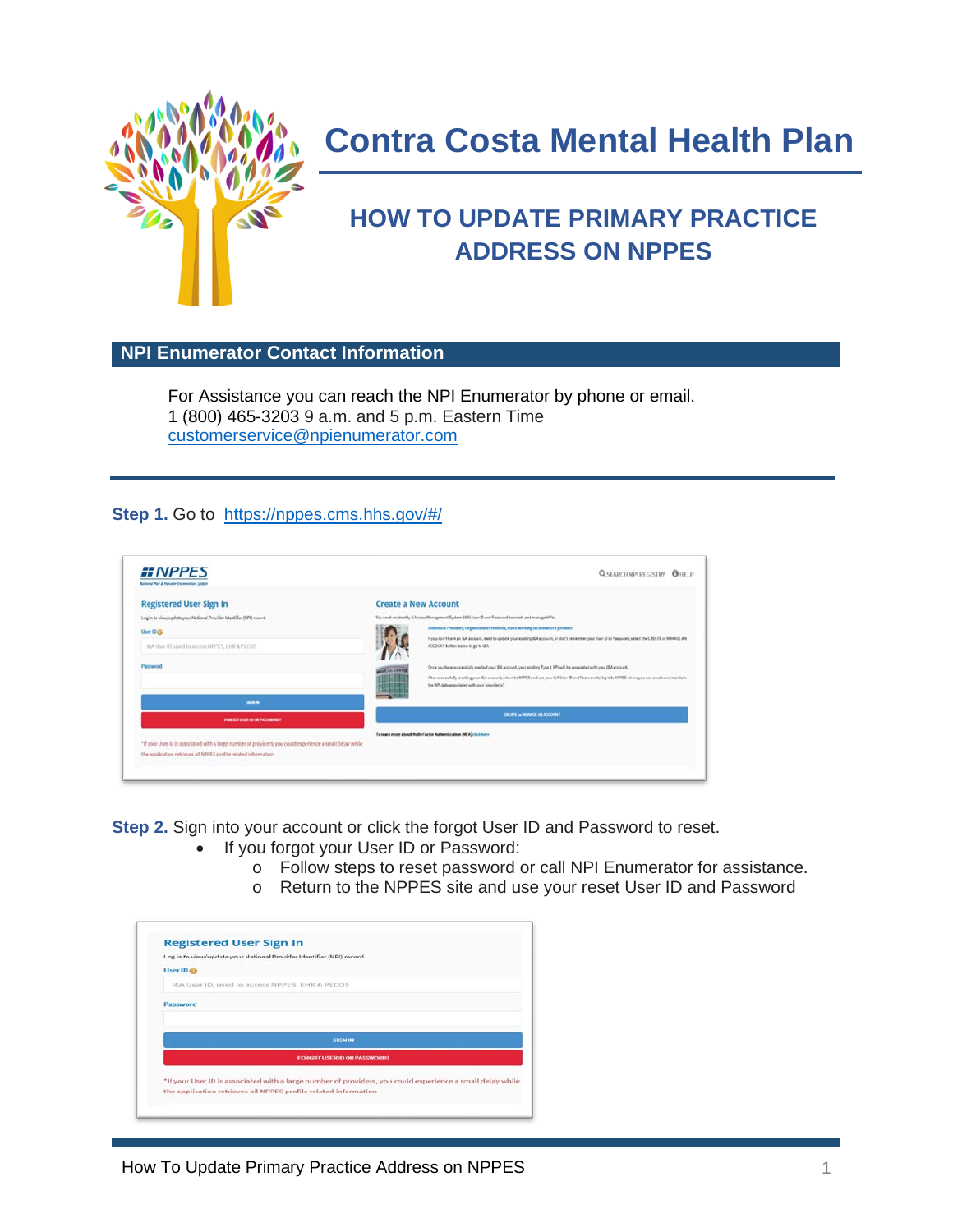# Contra Costa Mental Health Plan

## HOW TO UPDATE PRIMARY PRACTICE ADDRESS ON NPPES

### NPI Enumerator Contact Information

For Assistance you can reach the NPI Enumerator by phone or email.
1 (800) 465-3203 9 a.m. and 5 p.m. Eastern Time
customerservice@npienumerator.com

---

**Step 1.** Go to https://nppes.cms.hhs.gov/#/

**Step 2.** Sign into your account or click the forgot User ID and Password to reset.

- If you forgot your User ID or Password:
  - Follow steps to reset password or call NPI Enumerator for assistance.
  - Return to the NPPES site and use your reset User ID and Password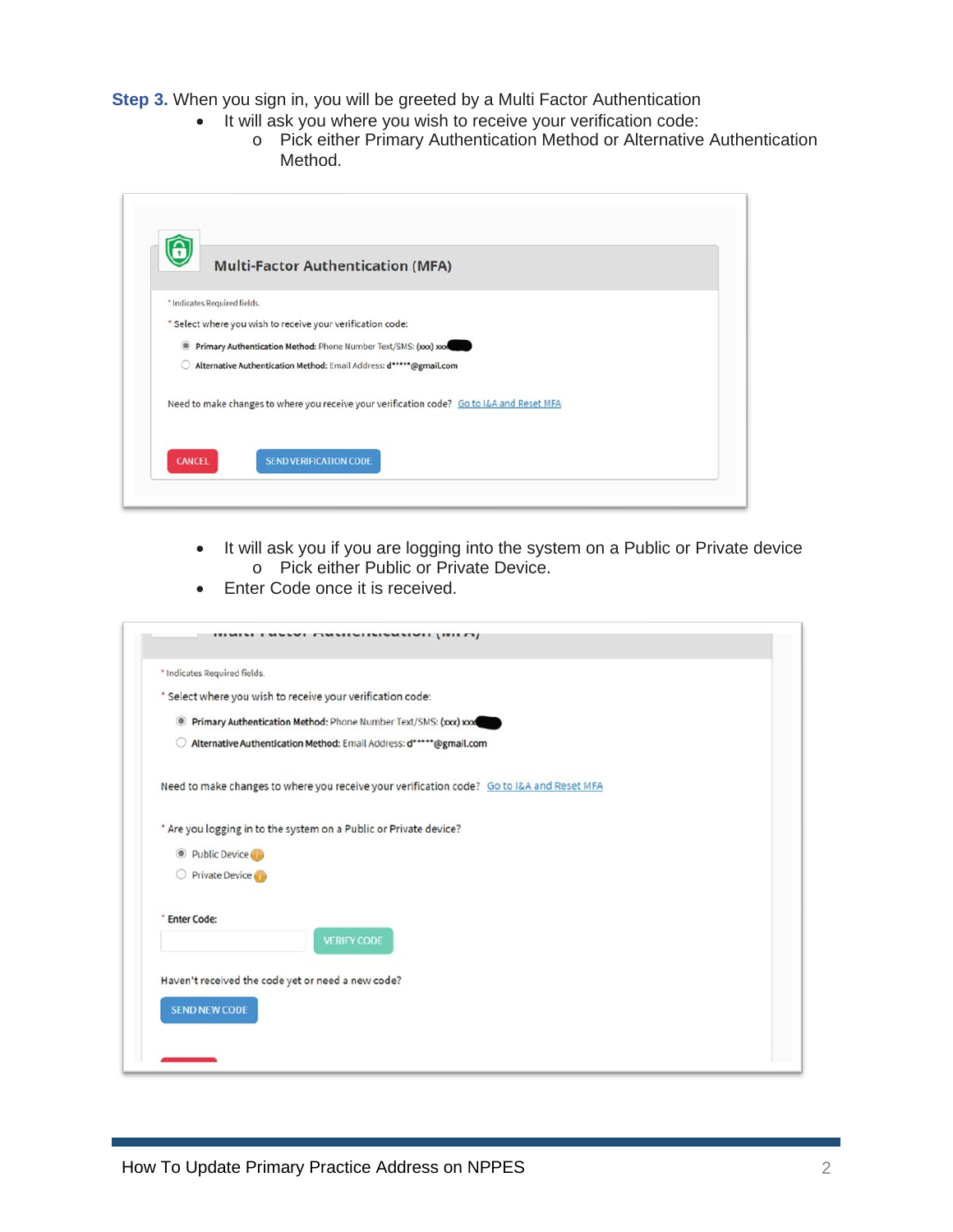**Step 3.** When you sign in, you will be greeted by a Multi Factor Authentication

- It will ask you where you wish to receive your verification code:
  - Pick either Primary Authentication Method or Alternative Authentication Method.

- It will ask you if you are logging into the system on a Public or Private device
  - Pick either Public or Private Device.
- Enter Code once it is received.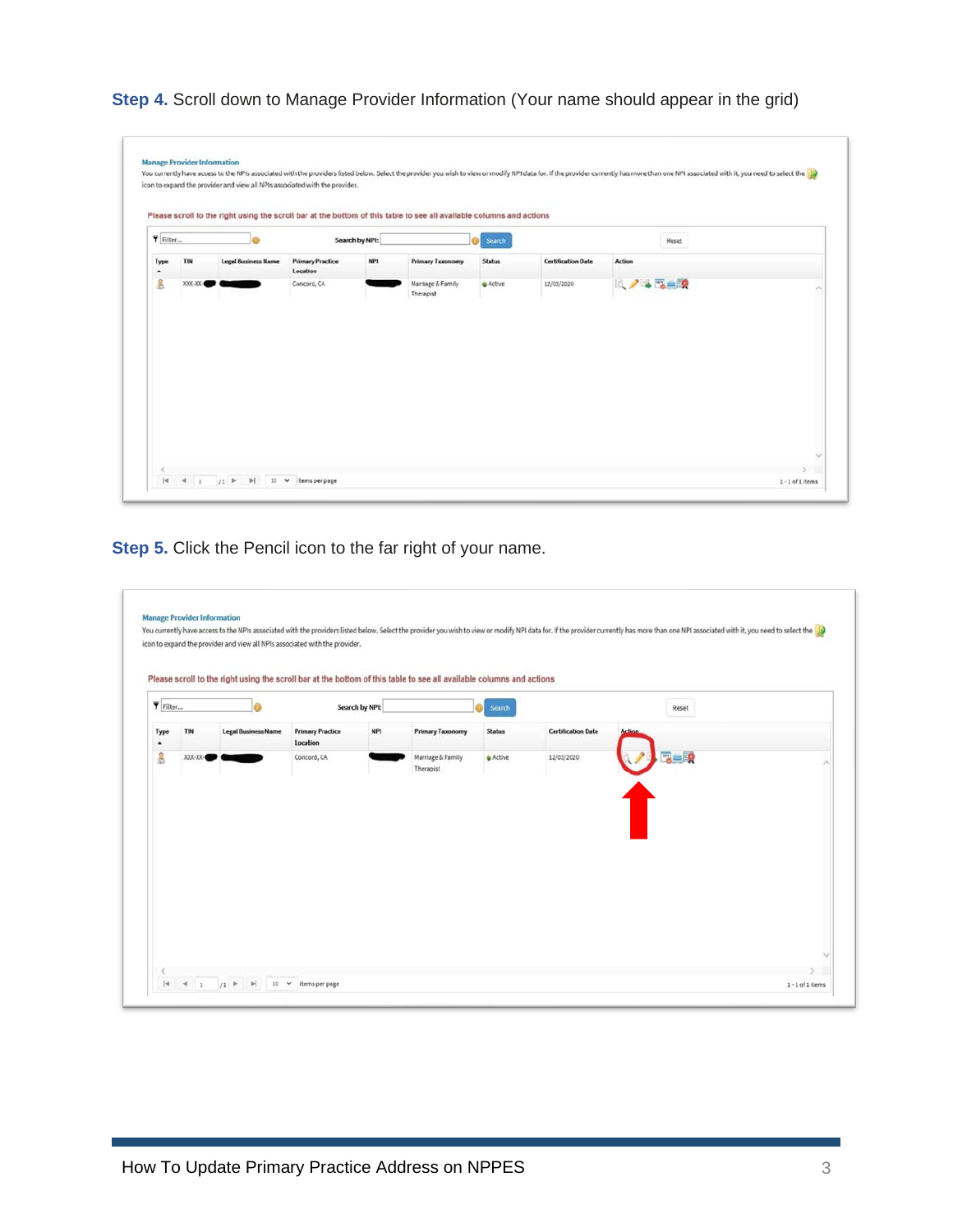**Step 4.** Scroll down to Manage Provider Information (Your name should appear in the grid)

**Manage Provider Information**

You currently have access to the NPIs associated with the providers listed below. Select the provider you wish to view or modify NPI data for. If the provider currently has more than one NPI associated with it, you need to select the icon to expand the provider and view all NPIs associated with the provider.

Please scroll to the right using the scroll bar at the bottom of this table to see all available columns and actions

| Type | TIN | Legal Business Name | Primary Practice Location | NPI | Primary Taxonomy | Status | Certification Date | Action |
|---|---|---|---|---|---|---|---|---|
| | XXX-XX- | | Concord, CA | | Marriage & Family Therapist | Active | 12/03/2020 | |

**Step 5.** Click the Pencil icon to the far right of your name.

**Manage Provider Information**

You currently have access to the NPIs associated with the providers listed below. Select the provider you wish to view or modify NPI data for. If the provider currently has more than one NPI associated with it, you need to select the icon to expand the provider and view all NPIs associated with the provider.

Please scroll to the right using the scroll bar at the bottom of this table to see all available columns and actions

| Type | TIN | Legal Business Name | Primary Practice Location | NPI | Primary Taxonomy | Status | Certification Date | Action |
|---|---|---|---|---|---|---|---|---|
| | XXX-XX- | | Concord, CA | | Marriage & Family Therapist | Active | 12/03/2020 | |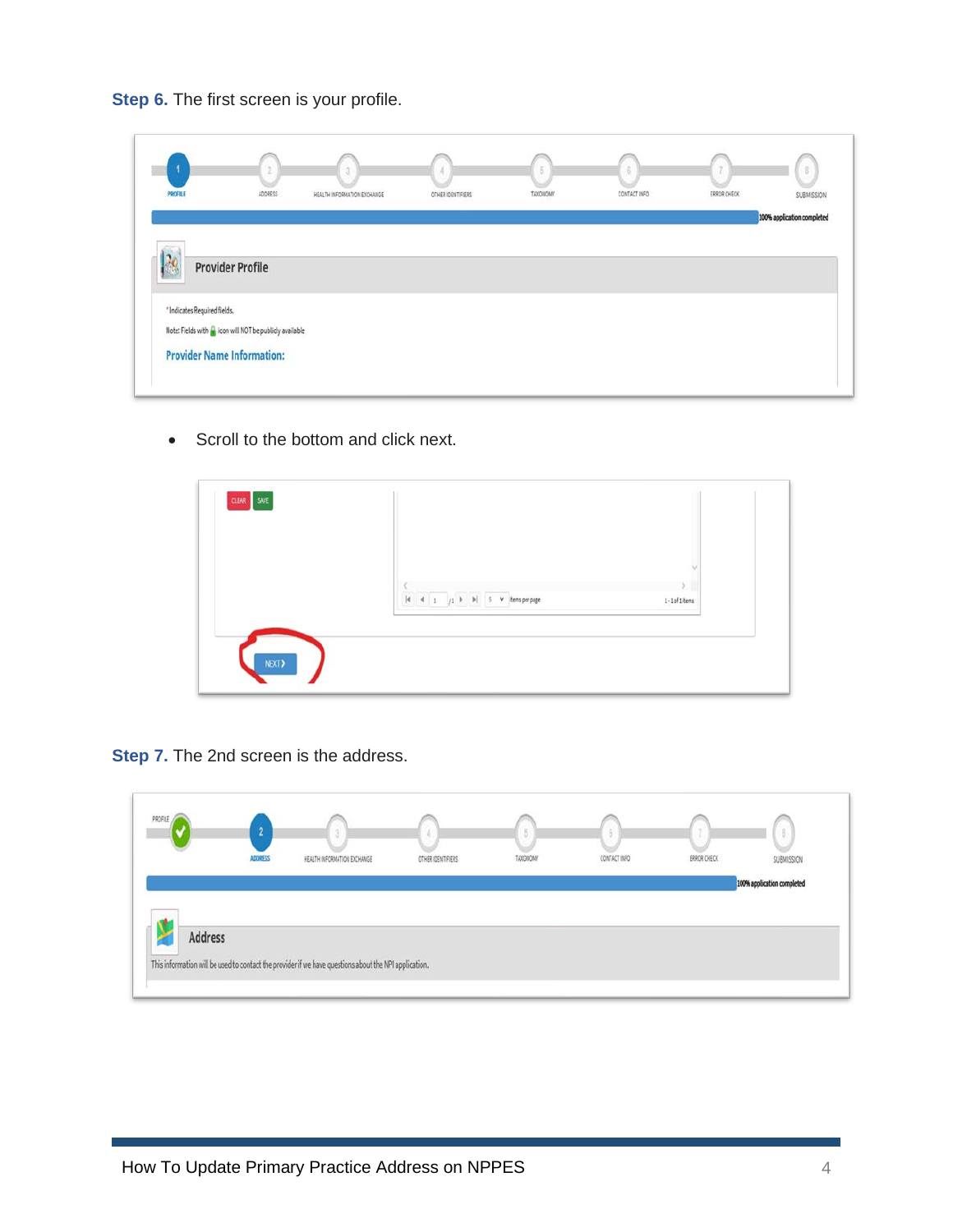**Step 6.** The first screen is your profile.

- Scroll to the bottom and click next.

**Step 7.** The 2nd screen is the address.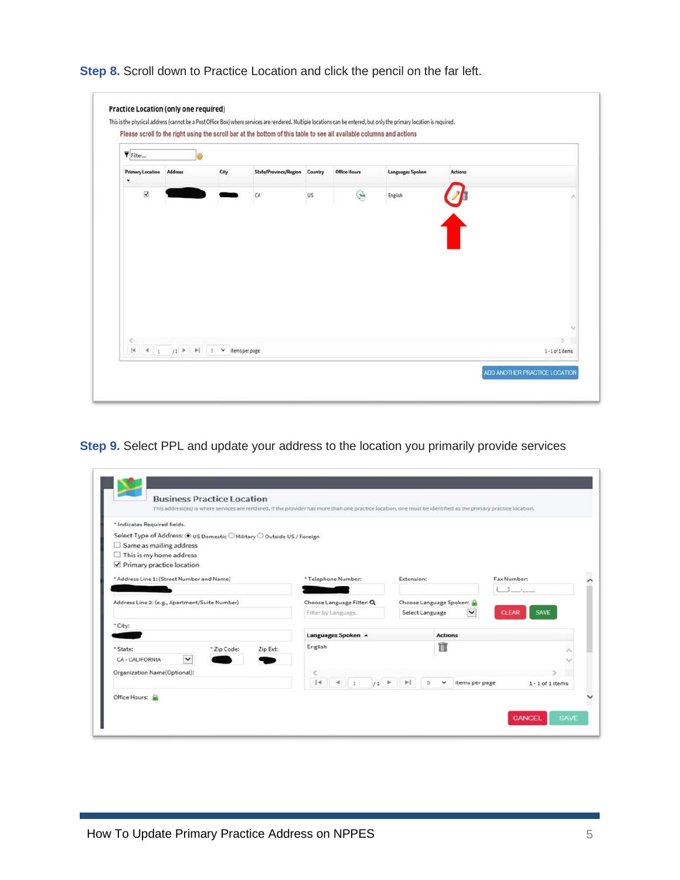**Step 8.** Scroll down to Practice Location and click the pencil on the far left.

**Practice Location (only one required)**

This is the physical address (cannot be a Post Office Box) where services are rendered. Multiple locations can be entered, but only the primary location is required.

Please scroll to the right using the scroll bar at the bottom of this table to see all available columns and actions

| Primary Location | Address | City | State/Province/Region | Country | Office Hours | Languages Spoken | Actions |
|---|---|---|---|---|---|---|---|
| ☑ | | | CA | US | | English | |

1 - 1 of 1 items

ADD ANOTHER PRACTICE LOCATION

**Step 9.** Select PPL and update your address to the location you primarily provide services

**Business Practice Location**

This address(es) is where services are rendered. If the provider has more than one practice location, one must be identified as the primary practice location.

* Indicates Required fields.

Select Type of Address: ◉ US Domestic ○ Military ○ Outside US / Foreign

☐ Same as mailing address
☐ This is my home address
☑ Primary practice location

* Address Line 1: (Street Number and Name)
Address Line 2: (e.g., Apartment/Suite Number)
* City:
* State: CA - CALIFORNIA
* Zip Code:
Zip Ext:
Organization Name(Optional):
Office Hours:

* Telephone Number:
Extension:
Fax Number:
Choose Language Filter:
Choose Language Spoken: Select Language

CLEAR SAVE

| Languages Spoken | Actions |
|---|---|
| English | |

1 - 1 of 1 items

CANCEL SAVE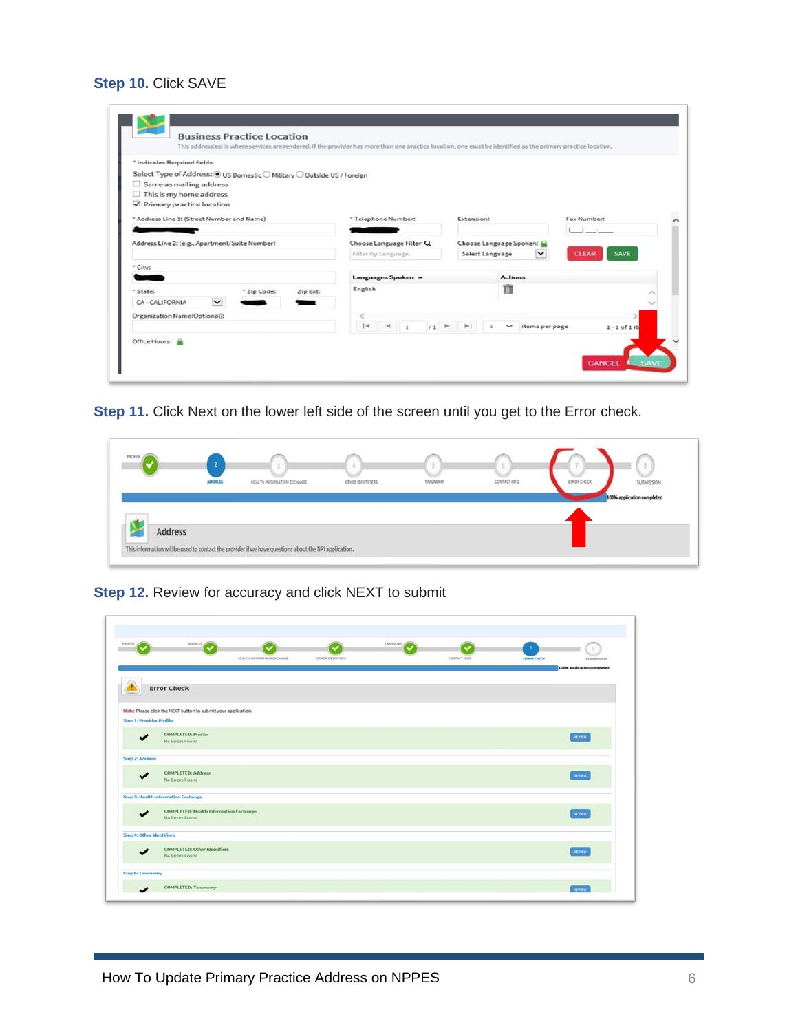**Step 10.** Click SAVE

**Step 11.** Click Next on the lower left side of the screen until you get to the Error check.

**Step 12.** Review for accuracy and click NEXT to submit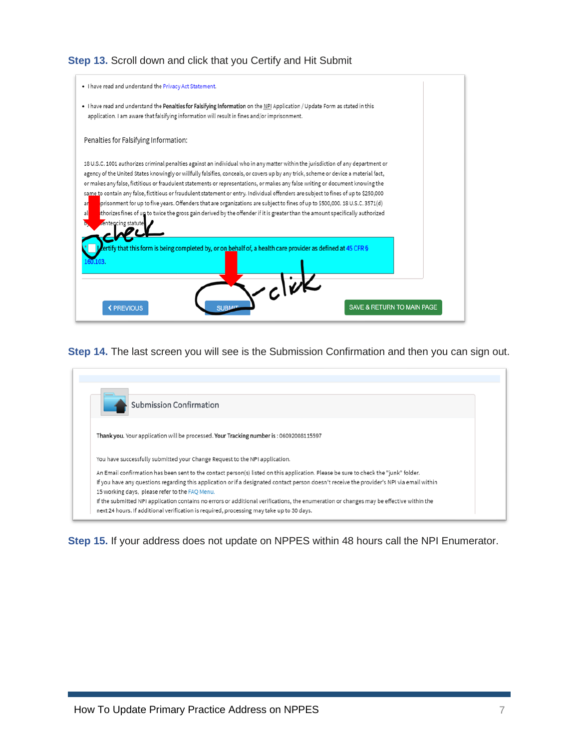**Step 13.** Scroll down and click that you Certify and Hit Submit

- I have read and understand the Privacy Act Statement.
- I have read and understand the **Penalties for Falsifying Information** on the NPI Application / Update Form as stated in this application. I am aware that falsifying information will result in fines and/or imprisonment.

Penalties for Falsifying Information:

18 U.S.C. 1001 authorizes criminal penalties against an individual who in any matter within the jurisdiction of any department or agency of the United States knowingly or willfully falsifies, conceals, or covers up by any trick, scheme or device a material fact, or makes any false, fictitious or fraudulent statements or representations, or makes any false writing or document knowing the same to contain any false, fictitious or fraudulent statement or entry. Individual offenders are subject to fines of up to $250,000 and imprisonment for up to five years. Offenders that are organizations are subject to fines of up to $500,000. 18 U.S.C. 3571(d) also authorizes fines of up to twice the gross gain derived by the offender if it is greater than the amount specifically authorized by the sentencing statute.

check

I certify that this form is being completed by, or on behalf of, a health care provider as defined at 45 CFR § 160.103.

click

PREVIOUS SUBMIT SAVE & RETURN TO MAIN PAGE

**Step 14.** The last screen you will see is the Submission Confirmation and then you can sign out.

Submission Confirmation

**Thank you.** Your application will be processed. **Your Tracking number is** : 06092008115597

You have successfully submitted your Change Request to the NPI application.

An Email confirmation has been sent to the contact person(s) listed on this application. Please be sure to check the "junk" folder.
If you have any questions regarding this application or if a designated contact person doesn't receive the provider's NPI via email within 15 working days, please refer to the FAQ Menu.
If the submitted NPI application contains no errors or additional verifications, the enumeration or changes may be effective within the next 24 hours. If additional verification is required, processing may take up to 30 days.

**Step 15.** If your address does not update on NPPES within 48 hours call the NPI Enumerator.